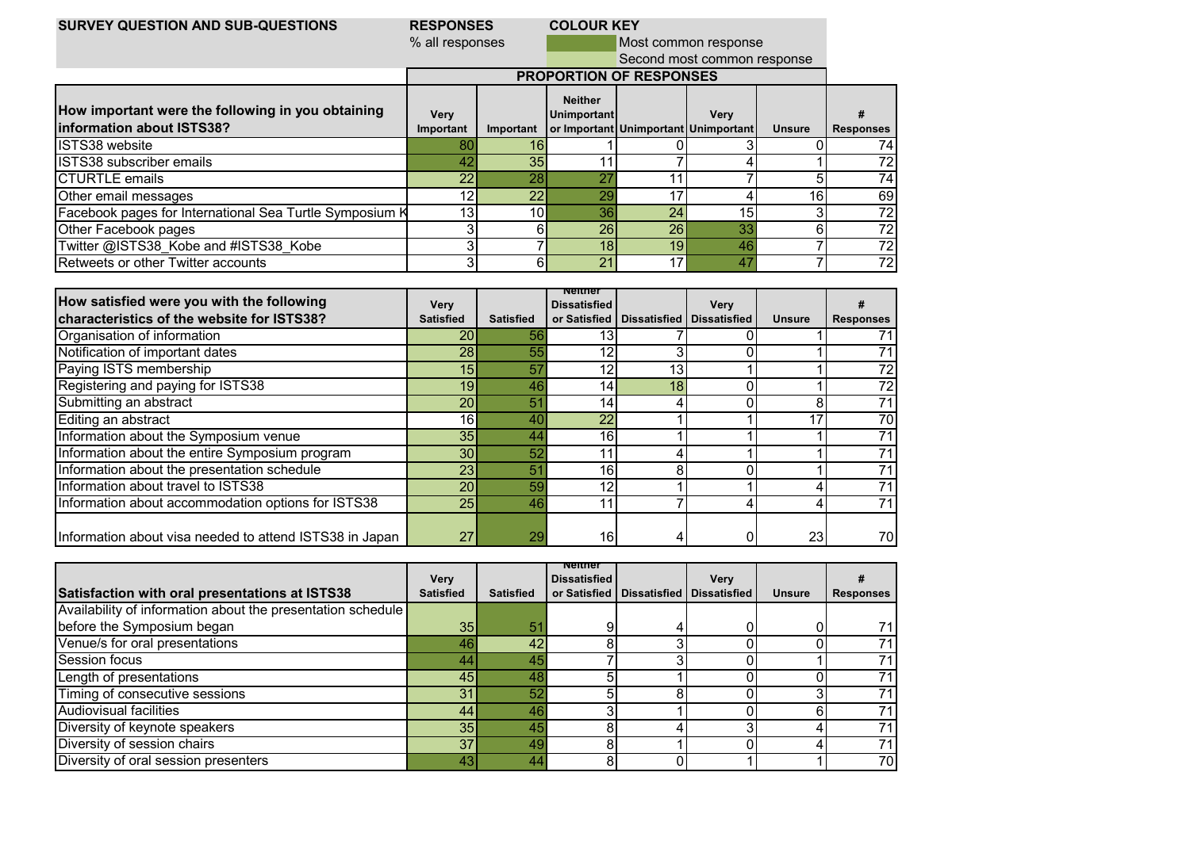| SURVEY QUESTION AND SUB-QUESTIONS | RESPONSES | COLOUR KEY |
|---|---|---|
| | % all responses | Most common response |
| | | Second most common response |

**PROPORTION OF RESPONSES**

| How important were the following in you obtaining information about ISTS38? | Very Important | Important | Neither Unimportant or Important | Unimportant | Very Unimportant | Unsure | # Responses |
|---|---|---|---|---|---|---|---|
| ISTS38 website | 80 | 16 | 1 | 0 | 3 | 0 | 74 |
| ISTS38 subscriber emails | 42 | 35 | 11 | 7 | 4 | 1 | 72 |
| CTURTLE emails | 22 | 28 | 27 | 11 | 7 | 5 | 74 |
| Other email messages | 12 | 22 | 29 | 17 | 4 | 16 | 69 |
| Facebook pages for International Sea Turtle Symposium K | 13 | 10 | 36 | 24 | 15 | 3 | 72 |
| Other Facebook pages | 3 | 6 | 26 | 26 | 33 | 6 | 72 |
| Twitter @ISTS38_Kobe and #ISTS38_Kobe | 3 | 7 | 18 | 19 | 46 | 7 | 72 |
| Retweets or other Twitter accounts | 3 | 6 | 21 | 17 | 47 | 7 | 72 |

| How satisfied were you with the following characteristics of the website for ISTS38? | Very Satisfied | Satisfied | Neither Dissatisfied or Satisfied | Dissatisfied | Very Dissatisfied | Unsure | # Responses |
|---|---|---|---|---|---|---|---|
| Organisation of information | 20 | 56 | 13 | 7 | 0 | 1 | 71 |
| Notification of important dates | 28 | 55 | 12 | 3 | 0 | 1 | 71 |
| Paying ISTS membership | 15 | 57 | 12 | 13 | 1 | 1 | 72 |
| Registering and paying for ISTS38 | 19 | 46 | 14 | 18 | 0 | 1 | 72 |
| Submitting an abstract | 20 | 51 | 14 | 4 | 0 | 8 | 71 |
| Editing an abstract | 16 | 40 | 22 | 1 | 1 | 17 | 70 |
| Information about the Symposium venue | 35 | 44 | 16 | 1 | 1 | 1 | 71 |
| Information about the entire Symposium program | 30 | 52 | 11 | 4 | 1 | 1 | 71 |
| Information about the presentation schedule | 23 | 51 | 16 | 8 | 0 | 1 | 71 |
| Information about travel to ISTS38 | 20 | 59 | 12 | 1 | 1 | 4 | 71 |
| Information about accommodation options for ISTS38 | 25 | 46 | 11 | 7 | 4 | 4 | 71 |
| Information about visa needed to attend ISTS38 in Japan | 27 | 29 | 16 | 4 | 0 | 23 | 70 |

| Satisfaction with oral presentations at ISTS38 | Very Satisfied | Satisfied | Neither Dissatisfied or Satisfied | Dissatisfied | Very Dissatisfied | Unsure | # Responses |
|---|---|---|---|---|---|---|---|
| Availability of information about the presentation schedule before the Symposium began | 35 | 51 | 9 | 4 | 0 | 0 | 71 |
| Venue/s for oral presentations | 46 | 42 | 8 | 3 | 0 | 0 | 71 |
| Session focus | 44 | 45 | 7 | 3 | 0 | 1 | 71 |
| Length of presentations | 45 | 48 | 5 | 1 | 0 | 0 | 71 |
| Timing of consecutive sessions | 31 | 52 | 5 | 8 | 0 | 3 | 71 |
| Audiovisual facilities | 44 | 46 | 3 | 1 | 0 | 6 | 71 |
| Diversity of keynote speakers | 35 | 45 | 8 | 4 | 3 | 4 | 71 |
| Diversity of session chairs | 37 | 49 | 8 | 1 | 0 | 4 | 71 |
| Diversity of oral session presenters | 43 | 44 | 8 | 0 | 1 | 1 | 70 |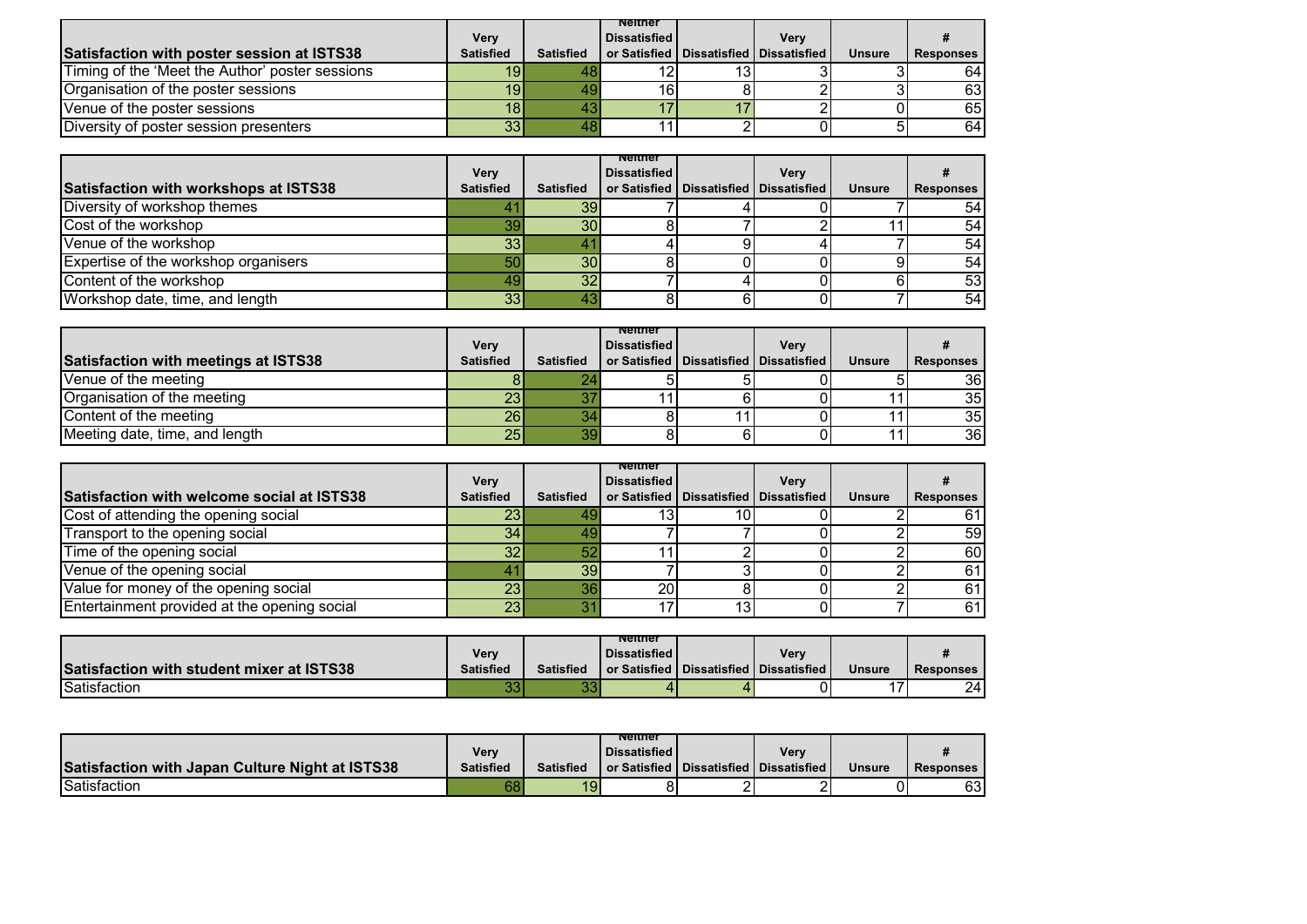| Satisfaction with poster session at ISTS38 | Very Satisfied | Satisfied | Neither Dissatisfied or Satisfied | Dissatisfied | Very Dissatisfied | Unsure | # Responses |
|---|---|---|---|---|---|---|---|
| Timing of the 'Meet the Author' poster sessions | 19 | 48 | 12 | 13 | 3 | 3 | 64 |
| Organisation of the poster sessions | 19 | 49 | 16 | 8 | 2 | 3 | 63 |
| Venue of the poster sessions | 18 | 43 | 17 | 17 | 2 | 0 | 65 |
| Diversity of poster session presenters | 33 | 48 | 11 | 2 | 0 | 5 | 64 |

| Satisfaction with workshops at ISTS38 | Very Satisfied | Satisfied | Neither Dissatisfied or Satisfied | Dissatisfied | Very Dissatisfied | Unsure | # Responses |
|---|---|---|---|---|---|---|---|
| Diversity of workshop themes | 41 | 39 | 7 | 4 | 0 | 7 | 54 |
| Cost of the workshop | 39 | 30 | 8 | 7 | 2 | 11 | 54 |
| Venue of the workshop | 33 | 41 | 4 | 9 | 4 | 7 | 54 |
| Expertise of the workshop organisers | 50 | 30 | 8 | 0 | 0 | 9 | 54 |
| Content of the workshop | 49 | 32 | 7 | 4 | 0 | 6 | 53 |
| Workshop date, time, and length | 33 | 43 | 8 | 6 | 0 | 7 | 54 |

| Satisfaction with meetings at ISTS38 | Very Satisfied | Satisfied | Neither Dissatisfied or Satisfied | Dissatisfied | Very Dissatisfied | Unsure | # Responses |
|---|---|---|---|---|---|---|---|
| Venue of the meeting | 8 | 24 | 5 | 5 | 0 | 5 | 36 |
| Organisation of the meeting | 23 | 37 | 11 | 6 | 0 | 11 | 35 |
| Content of the meeting | 26 | 34 | 8 | 11 | 0 | 11 | 35 |
| Meeting date, time, and length | 25 | 39 | 8 | 6 | 0 | 11 | 36 |

| Satisfaction with welcome social at ISTS38 | Very Satisfied | Satisfied | Neither Dissatisfied or Satisfied | Dissatisfied | Very Dissatisfied | Unsure | # Responses |
|---|---|---|---|---|---|---|---|
| Cost of attending the opening social | 23 | 49 | 13 | 10 | 0 | 2 | 61 |
| Transport to the opening social | 34 | 49 | 7 | 7 | 0 | 2 | 59 |
| Time of the opening social | 32 | 52 | 11 | 2 | 0 | 2 | 60 |
| Venue of the opening social | 41 | 39 | 7 | 3 | 0 | 2 | 61 |
| Value for money of the opening social | 23 | 36 | 20 | 8 | 0 | 2 | 61 |
| Entertainment provided at the opening social | 23 | 31 | 17 | 13 | 0 | 7 | 61 |

| Satisfaction with student mixer at ISTS38 | Very Satisfied | Satisfied | Neither Dissatisfied or Satisfied | Dissatisfied | Very Dissatisfied | Unsure | # Responses |
|---|---|---|---|---|---|---|---|
| Satisfaction | 33 | 33 | 4 | 4 | 0 | 17 | 24 |

| Satisfaction with Japan Culture Night at ISTS38 | Very Satisfied | Satisfied | Neither Dissatisfied or Satisfied | Dissatisfied | Very Dissatisfied | Unsure | # Responses |
|---|---|---|---|---|---|---|---|
| Satisfaction | 68 | 19 | 8 | 2 | 2 | 0 | 63 |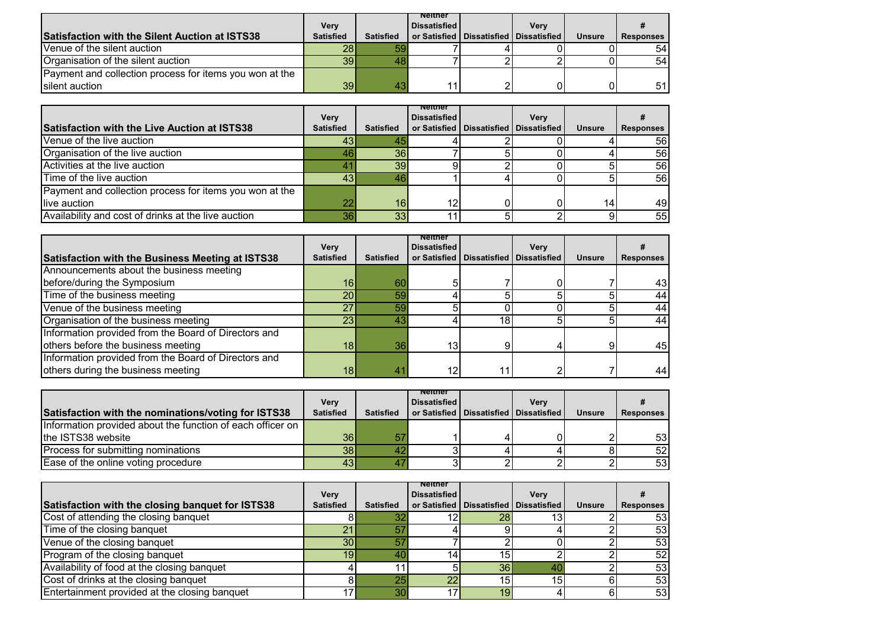| Satisfaction with the Silent Auction at ISTS38 | Very Satisfied | Satisfied | Neither Dissatisfied or Satisfied | Dissatisfied | Very Dissatisfied | Unsure | # Responses |
|---|---|---|---|---|---|---|---|
| Venue of the silent auction | 28 | 59 | 7 | 4 | 0 | 0 | 54 |
| Organisation of the silent auction | 39 | 48 | 7 | 2 | 2 | 0 | 54 |
| Payment and collection process for items you won at the silent auction | 39 | 43 | 11 | 2 | 0 | 0 | 51 |

| Satisfaction with the Live Auction at ISTS38 | Very Satisfied | Satisfied | Neither Dissatisfied or Satisfied | Dissatisfied | Very Dissatisfied | Unsure | # Responses |
|---|---|---|---|---|---|---|---|
| Venue of the live auction | 43 | 45 | 4 | 2 | 0 | 4 | 56 |
| Organisation of the live auction | 46 | 36 | 7 | 5 | 0 | 4 | 56 |
| Activities at the live auction | 41 | 39 | 9 | 2 | 0 | 5 | 56 |
| Time of the live auction | 43 | 46 | 1 | 4 | 0 | 5 | 56 |
| Payment and collection process for items you won at the live auction | 22 | 16 | 12 | 0 | 0 | 14 | 49 |
| Availability and cost of drinks at the live auction | 36 | 33 | 11 | 5 | 2 | 9 | 55 |

| Satisfaction with the Business Meeting at ISTS38 | Very Satisfied | Satisfied | Neither Dissatisfied or Satisfied | Dissatisfied | Very Dissatisfied | Unsure | # Responses |
|---|---|---|---|---|---|---|---|
| Announcements about the business meeting before/during the Symposium | 16 | 60 | 5 | 7 | 0 | 7 | 43 |
| Time of the business meeting | 20 | 59 | 4 | 5 | 5 | 5 | 44 |
| Venue of the business meeting | 27 | 59 | 5 | 0 | 0 | 5 | 44 |
| Organisation of the business meeting | 23 | 43 | 4 | 18 | 5 | 5 | 44 |
| Information provided from the Board of Directors and others before the business meeting | 18 | 36 | 13 | 9 | 4 | 9 | 45 |
| Information provided from the Board of Directors and others during the business meeting | 18 | 41 | 12 | 11 | 2 | 7 | 44 |

| Satisfaction with the nominations/voting for ISTS38 | Very Satisfied | Satisfied | Neither Dissatisfied or Satisfied | Dissatisfied | Very Dissatisfied | Unsure | # Responses |
|---|---|---|---|---|---|---|---|
| Information provided about the function of each officer on the ISTS38 website | 36 | 57 | 1 | 4 | 0 | 2 | 53 |
| Process for submitting nominations | 38 | 42 | 3 | 4 | 4 | 8 | 52 |
| Ease of the online voting procedure | 43 | 47 | 3 | 2 | 2 | 2 | 53 |

| Satisfaction with the closing banquet for ISTS38 | Very Satisfied | Satisfied | Neither Dissatisfied or Satisfied | Dissatisfied | Very Dissatisfied | Unsure | # Responses |
|---|---|---|---|---|---|---|---|
| Cost of attending the closing banquet | 8 | 32 | 12 | 28 | 13 | 2 | 53 |
| Time of the closing banquet | 21 | 57 | 4 | 9 | 4 | 2 | 53 |
| Venue of the closing banquet | 30 | 57 | 7 | 2 | 0 | 2 | 53 |
| Program of the closing banquet | 19 | 40 | 14 | 15 | 2 | 2 | 52 |
| Availability of food at the closing banquet | 4 | 11 | 5 | 36 | 40 | 2 | 53 |
| Cost of drinks at the closing banquet | 8 | 25 | 22 | 15 | 15 | 6 | 53 |
| Entertainment provided at the closing banquet | 17 | 30 | 17 | 19 | 4 | 6 | 53 |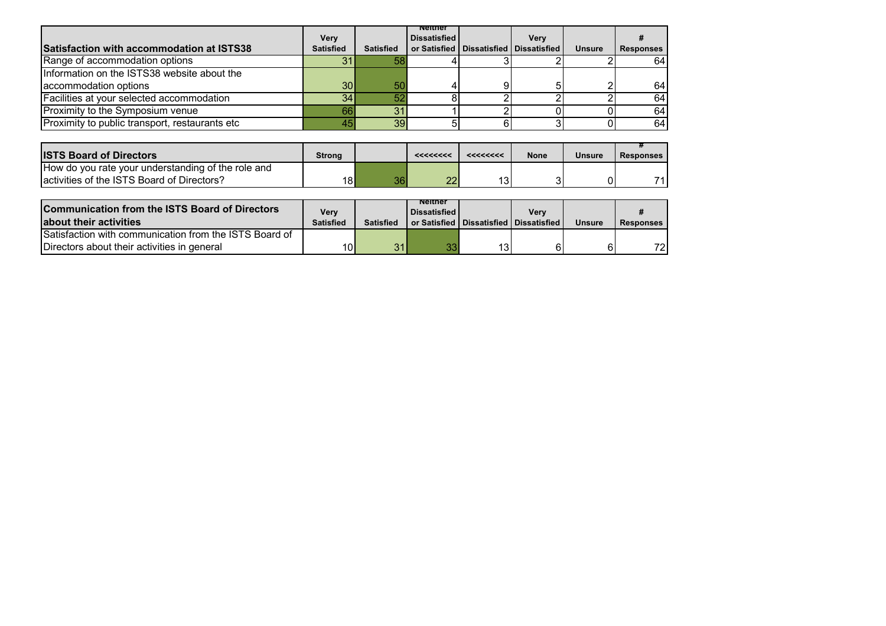| Satisfaction with accommodation at ISTS38 | Very Satisfied | Satisfied | Neither Dissatisfied or Satisfied | Dissatisfied | Very Dissatisfied | Unsure | # Responses |
|---|---|---|---|---|---|---|---|
| Range of accommodation options | 31 | 58 | 4 | 3 | 2 | 2 | 64 |
| Information on the ISTS38 website about the accommodation options | 30 | 50 | 4 | 9 | 5 | 2 | 64 |
| Facilities at your selected accommodation | 34 | 52 | 8 | 2 | 2 | 2 | 64 |
| Proximity to the Symposium venue | 66 | 31 | 1 | 2 | 0 | 0 | 64 |
| Proximity to public transport, restaurants etc | 45 | 39 | 5 | 6 | 3 | 0 | 64 |

| ISTS Board of Directors | Strong | | <<<<<<<< | <<<<<<<< | None | Unsure | # Responses |
|---|---|---|---|---|---|---|---|
| How do you rate your understanding of the role and activities of the ISTS Board of Directors? | 18 | 36 | 22 | 13 | 3 | 0 | 71 |

| Communication from the ISTS Board of Directors about their activities | Very Satisfied | Satisfied | Neither Dissatisfied or Satisfied | Dissatisfied | Very Dissatisfied | Unsure | # Responses |
|---|---|---|---|---|---|---|---|
| Satisfaction with communication from the ISTS Board of Directors about their activities in general | 10 | 31 | 33 | 13 | 6 | 6 | 72 |